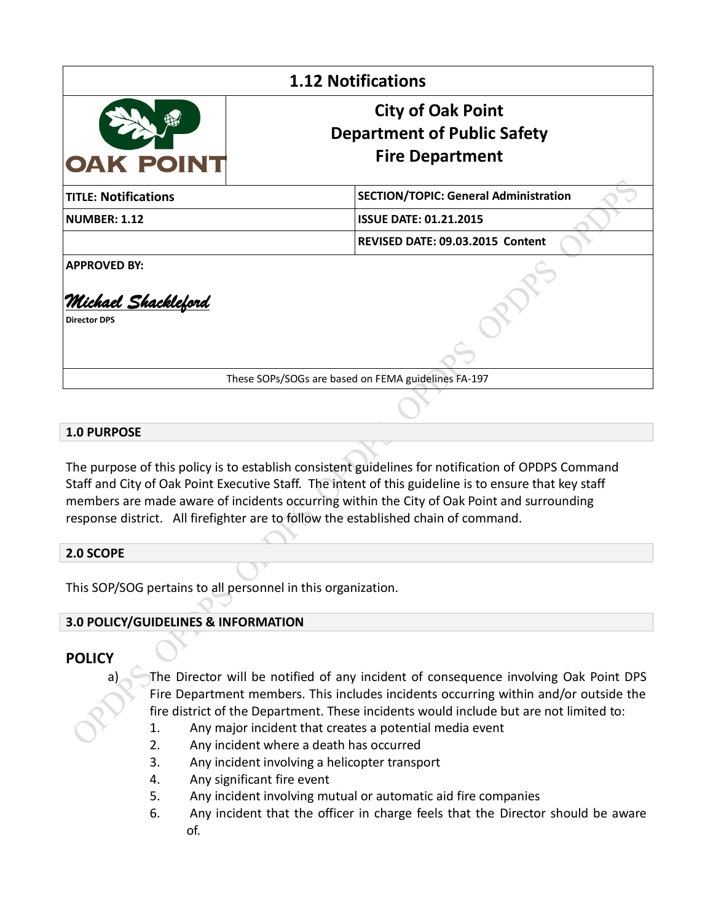# 1.12 Notifications

**City of Oak Point**
**Department of Public Safety**
**Fire Department**

| | |
|---|---|
| **TITLE: Notifications** | **SECTION/TOPIC: General Administration** |
| **NUMBER: 1.12** | **ISSUE DATE: 01.21.2015** |
| | **REVISED DATE: 09.03.2015 Content** |

**APPROVED BY:**

*Michael Shackleford*
**Director DPS**

These SOPs/SOGs are based on FEMA guidelines FA-197

## 1.0 PURPOSE

The purpose of this policy is to establish consistent guidelines for notification of OPDPS Command Staff and City of Oak Point Executive Staff. The intent of this guideline is to ensure that key staff members are made aware of incidents occurring within the City of Oak Point and surrounding response district. All firefighter are to follow the established chain of command.

## 2.0 SCOPE

This SOP/SOG pertains to all personnel in this organization.

## 3.0 POLICY/GUIDELINES & INFORMATION

### POLICY

a) The Director will be notified of any incident of consequence involving Oak Point DPS Fire Department members. This includes incidents occurring within and/or outside the fire district of the Department. These incidents would include but are not limited to:

1. Any major incident that creates a potential media event
2. Any incident where a death has occurred
3. Any incident involving a helicopter transport
4. Any significant fire event
5. Any incident involving mutual or automatic aid fire companies
6. Any incident that the officer in charge feels that the Director should be aware of.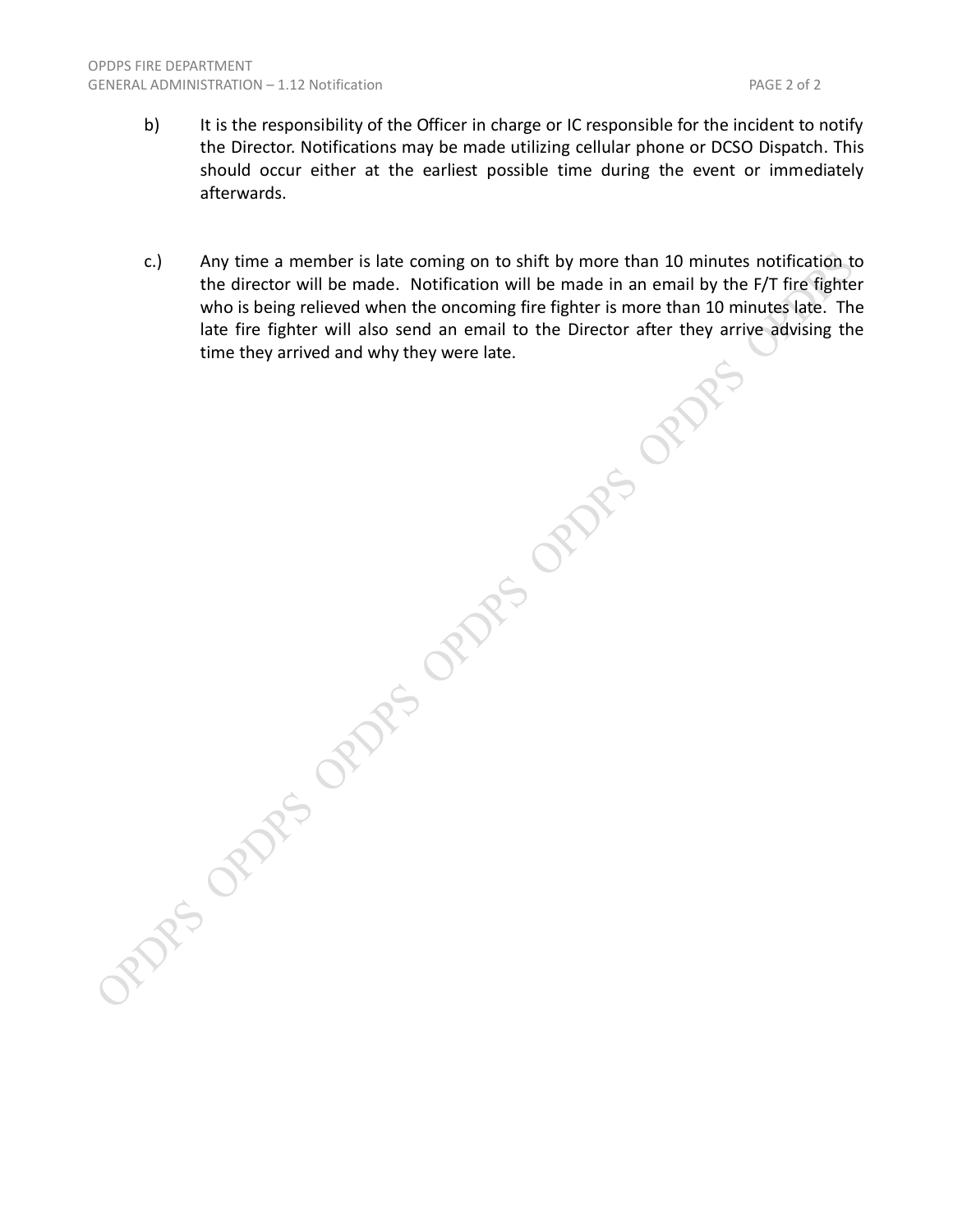b) It is the responsibility of the Officer in charge or IC responsible for the incident to notify the Director. Notifications may be made utilizing cellular phone or DCSO Dispatch. This should occur either at the earliest possible time during the event or immediately afterwards.

c.) Any time a member is late coming on to shift by more than 10 minutes notification to the director will be made. Notification will be made in an email by the F/T fire fighter who is being relieved when the oncoming fire fighter is more than 10 minutes late. The late fire fighter will also send an email to the Director after they arrive advising the time they arrived and why they were late.